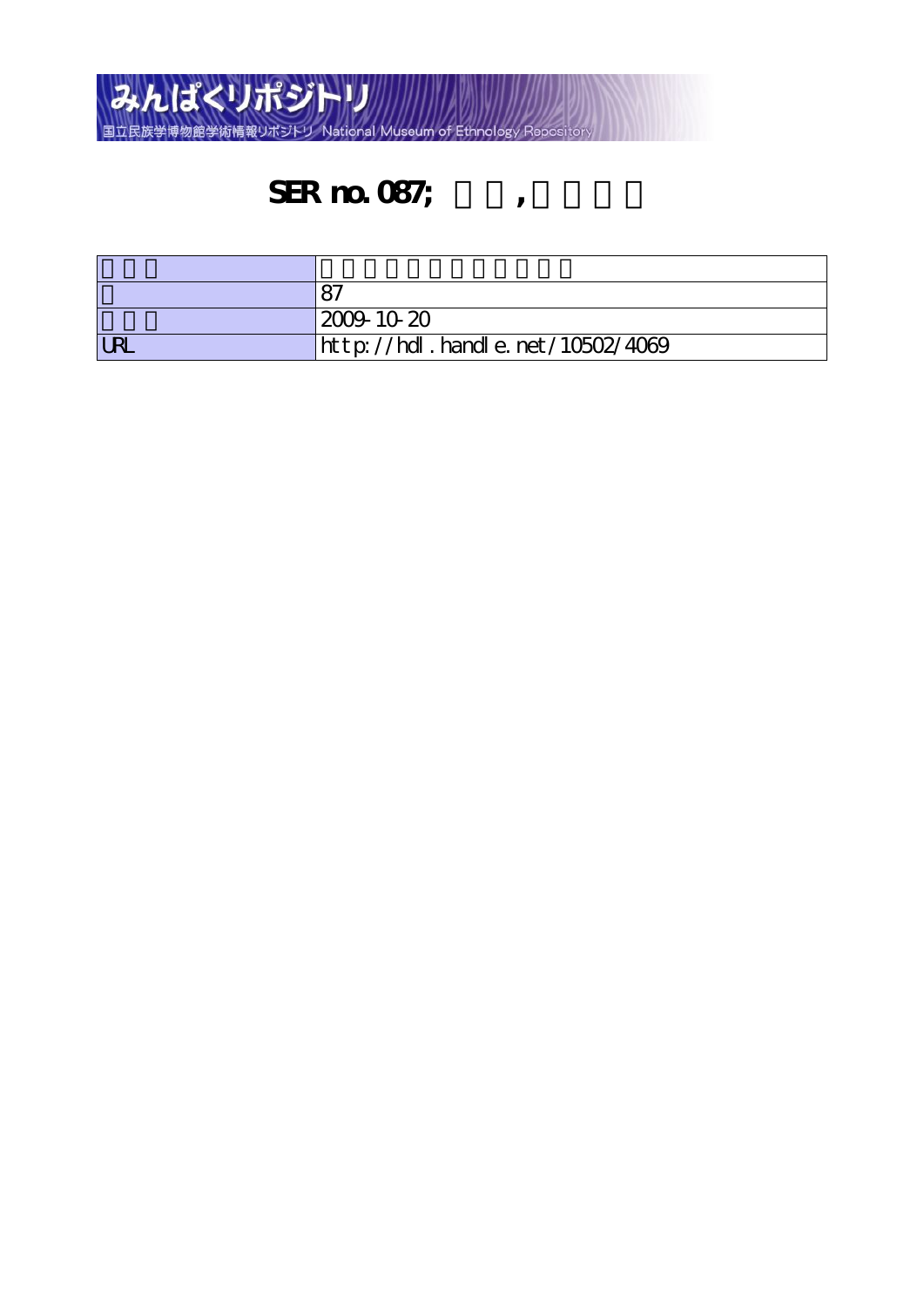みんぱくリポジトリ

国立民族学博物館学術情報リポジトリ National Museum of Ethnology Repository

# SER no. 087; 　　,

| | |
|---|---|
| | |
| | 87 |
| | 2009-10-20 |
| URL | http://hdl.handle.net/10502/4069 |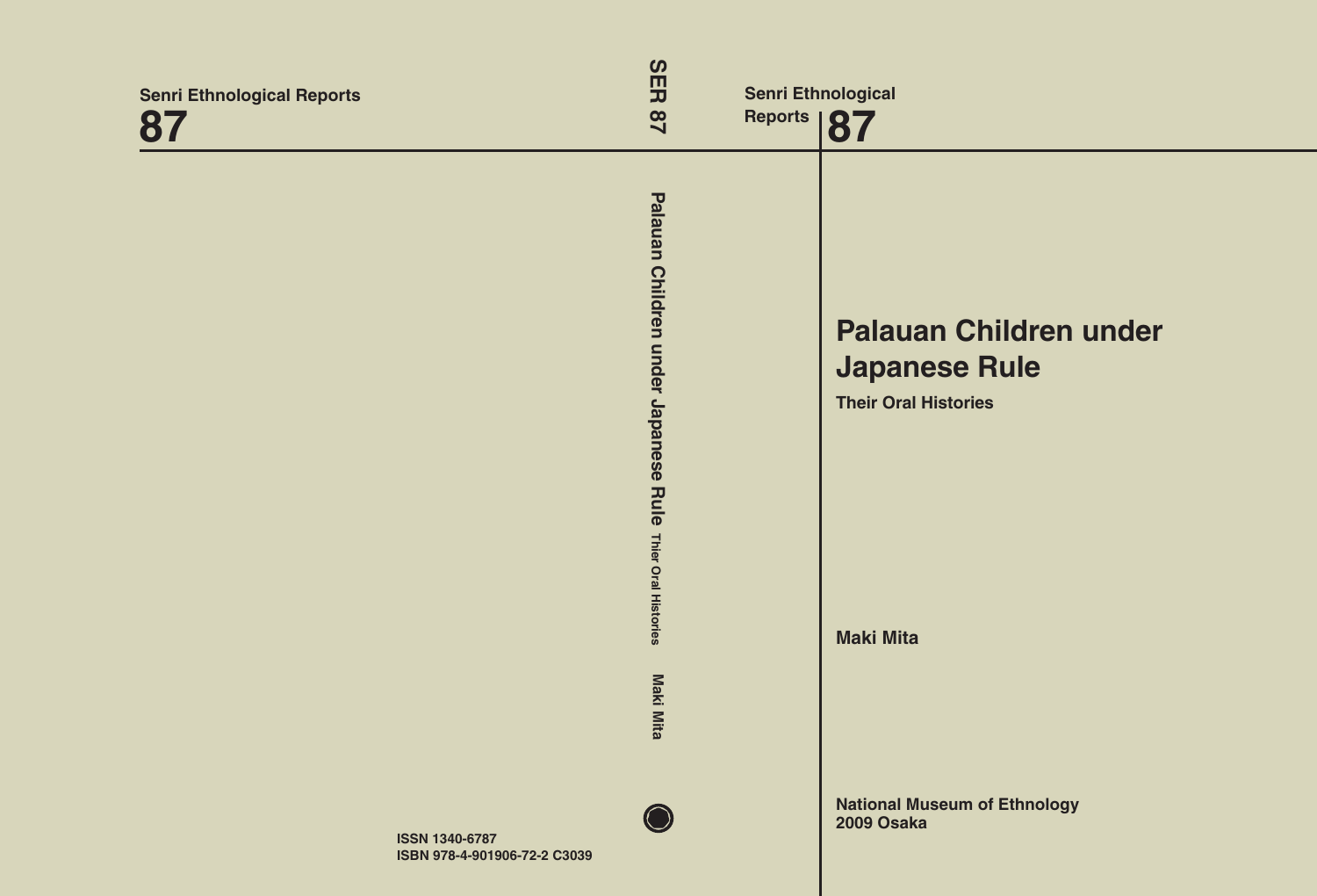Senri Ethnological Reports

87

SER 87

Palauan Children under Japanese Rule Thier Oral Histories

Maki Mita

Senri Ethnological Reports

87

# Palauan Children under Japanese Rule

## Their Oral Histories

Maki Mita

National Museum of Ethnology
2009 Osaka

ISSN 1340-6787
ISBN 978-4-901906-72-2 C3039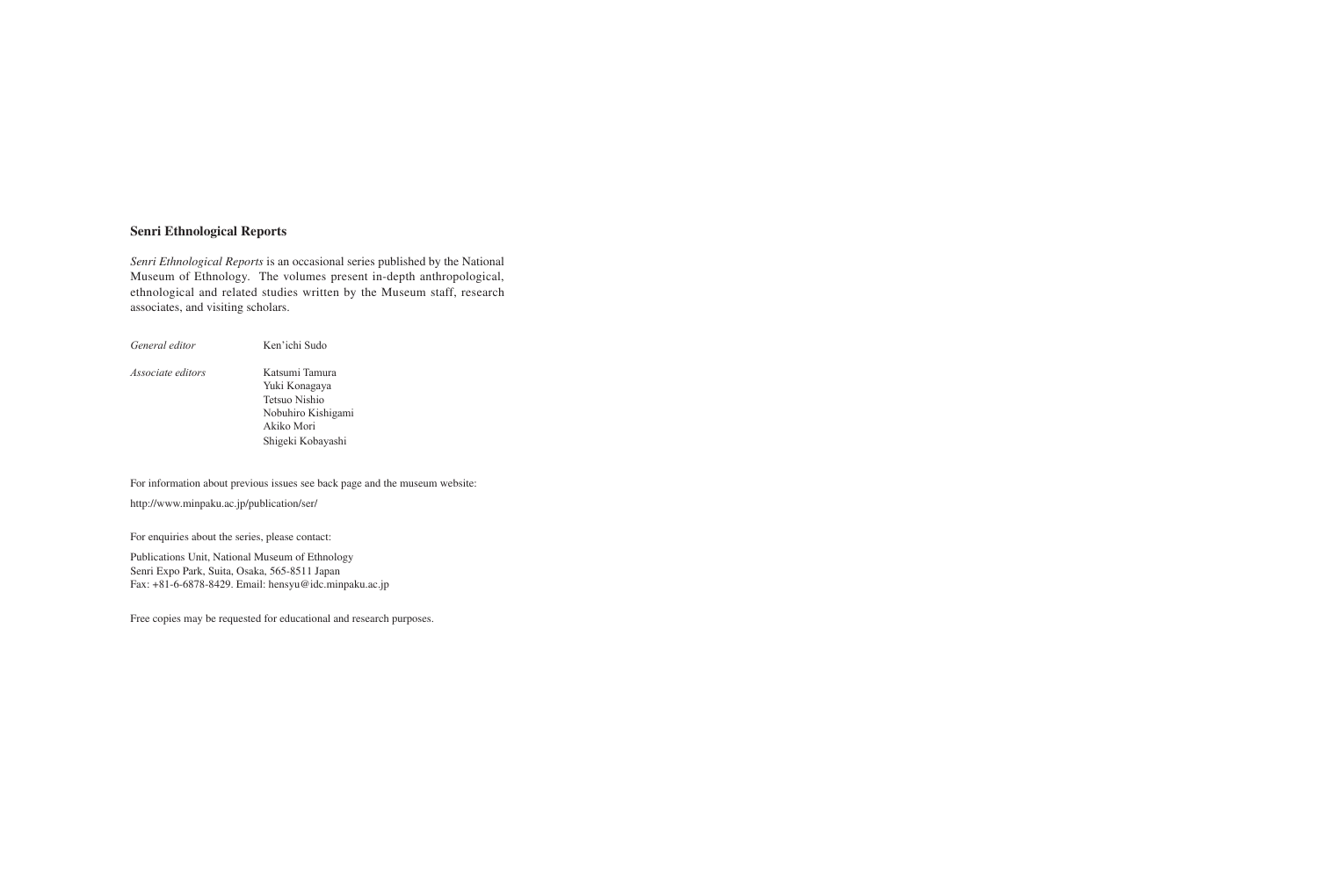## Senri Ethnological Reports

*Senri Ethnological Reports* is an occasional series published by the National Museum of Ethnology. The volumes present in-depth anthropological, ethnological and related studies written by the Museum staff, research associates, and visiting scholars.

| | |
|---|---|
| *General editor* | Ken'ichi Sudo |
| *Associate editors* | Katsumi Tamura<br>Yuki Konagaya<br>Tetsuo Nishio<br>Nobuhiro Kishigami<br>Akiko Mori<br>Shigeki Kobayashi |

For information about previous issues see back page and the museum website:

http://www.minpaku.ac.jp/publication/ser/

For enquiries about the series, please contact:

Publications Unit, National Museum of Ethnology
Senri Expo Park, Suita, Osaka, 565-8511 Japan
Fax: +81-6-6878-8429. Email: hensyu@idc.minpaku.ac.jp

Free copies may be requested for educational and research purposes.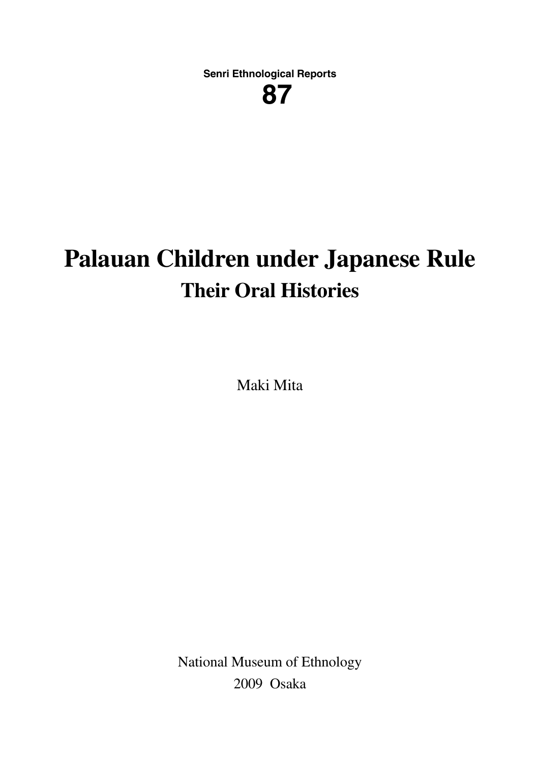**Senri Ethnological Reports**

**87**

# Palauan Children under Japanese Rule

## Their Oral Histories

Maki Mita

National Museum of Ethnology

2009 Osaka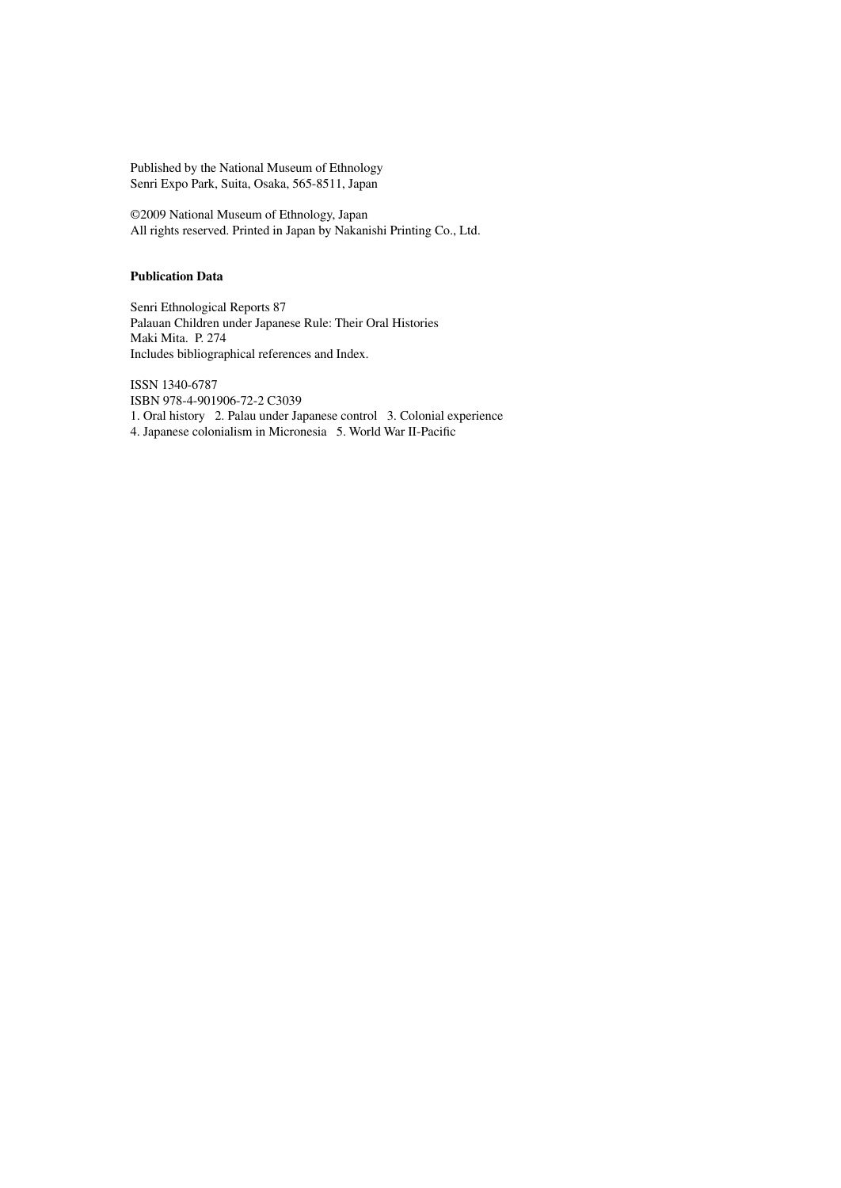Published by the National Museum of Ethnology
Senri Expo Park, Suita, Osaka, 565-8511, Japan

©2009 National Museum of Ethnology, Japan
All rights reserved. Printed in Japan by Nakanishi Printing Co., Ltd.

**Publication Data**

Senri Ethnological Reports 87
Palauan Children under Japanese Rule: Their Oral Histories
Maki Mita. P. 274
Includes bibliographical references and Index.

ISSN 1340-6787
ISBN 978-4-901906-72-2 C3039
1. Oral history 2. Palau under Japanese control 3. Colonial experience
4. Japanese colonialism in Micronesia 5. World War II-Pacific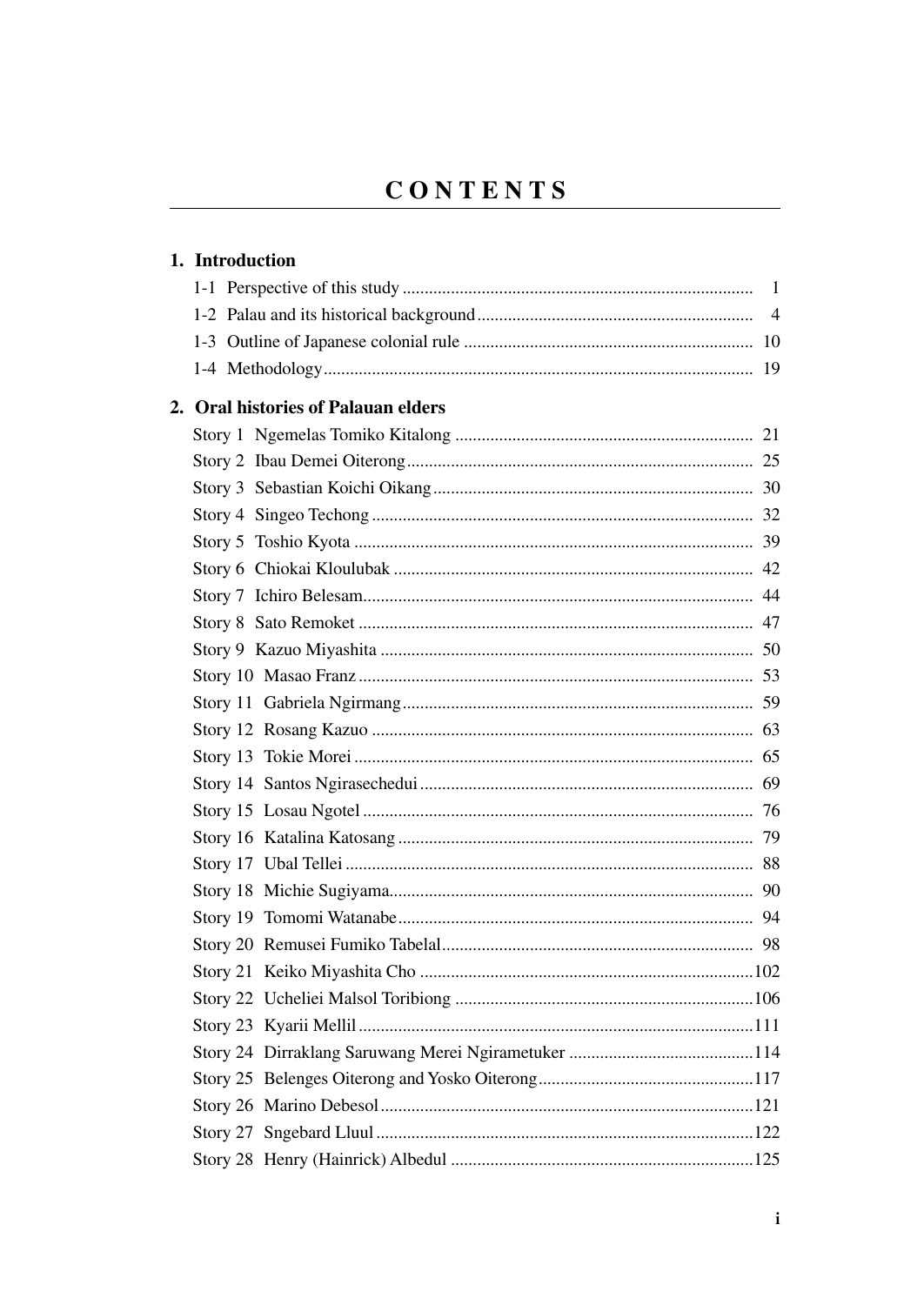# CONTENTS

## 1. Introduction

- 1-1 Perspective of this study ..... 1
- 1-2 Palau and its historical background ..... 4
- 1-3 Outline of Japanese colonial rule ..... 10
- 1-4 Methodology ..... 19

## 2. Oral histories of Palauan elders

- Story 1 Ngemelas Tomiko Kitalong ..... 21
- Story 2 Ibau Demei Oiterong ..... 25
- Story 3 Sebastian Koichi Oikang ..... 30
- Story 4 Singeo Techong ..... 32
- Story 5 Toshio Kyota ..... 39
- Story 6 Chiokai Kloulubak ..... 42
- Story 7 Ichiro Belesam ..... 44
- Story 8 Sato Remoket ..... 47
- Story 9 Kazuo Miyashita ..... 50
- Story 10 Masao Franz ..... 53
- Story 11 Gabriela Ngirmang ..... 59
- Story 12 Rosang Kazuo ..... 63
- Story 13 Tokie Morei ..... 65
- Story 14 Santos Ngirasechedui ..... 69
- Story 15 Losau Ngotel ..... 76
- Story 16 Katalina Katosang ..... 79
- Story 17 Ubal Tellei ..... 88
- Story 18 Michie Sugiyama ..... 90
- Story 19 Tomomi Watanabe ..... 94
- Story 20 Remusei Fumiko Tabelal ..... 98
- Story 21 Keiko Miyashita Cho ..... 102
- Story 22 Ucheliei Malsol Toribiong ..... 106
- Story 23 Kyarii Mellil ..... 111
- Story 24 Dirraklang Saruwang Merei Ngirametuker ..... 114
- Story 25 Belenges Oiterong and Yosko Oiterong ..... 117
- Story 26 Marino Debesol ..... 121
- Story 27 Sngebard Lluul ..... 122
- Story 28 Henry (Hainrick) Albedul ..... 125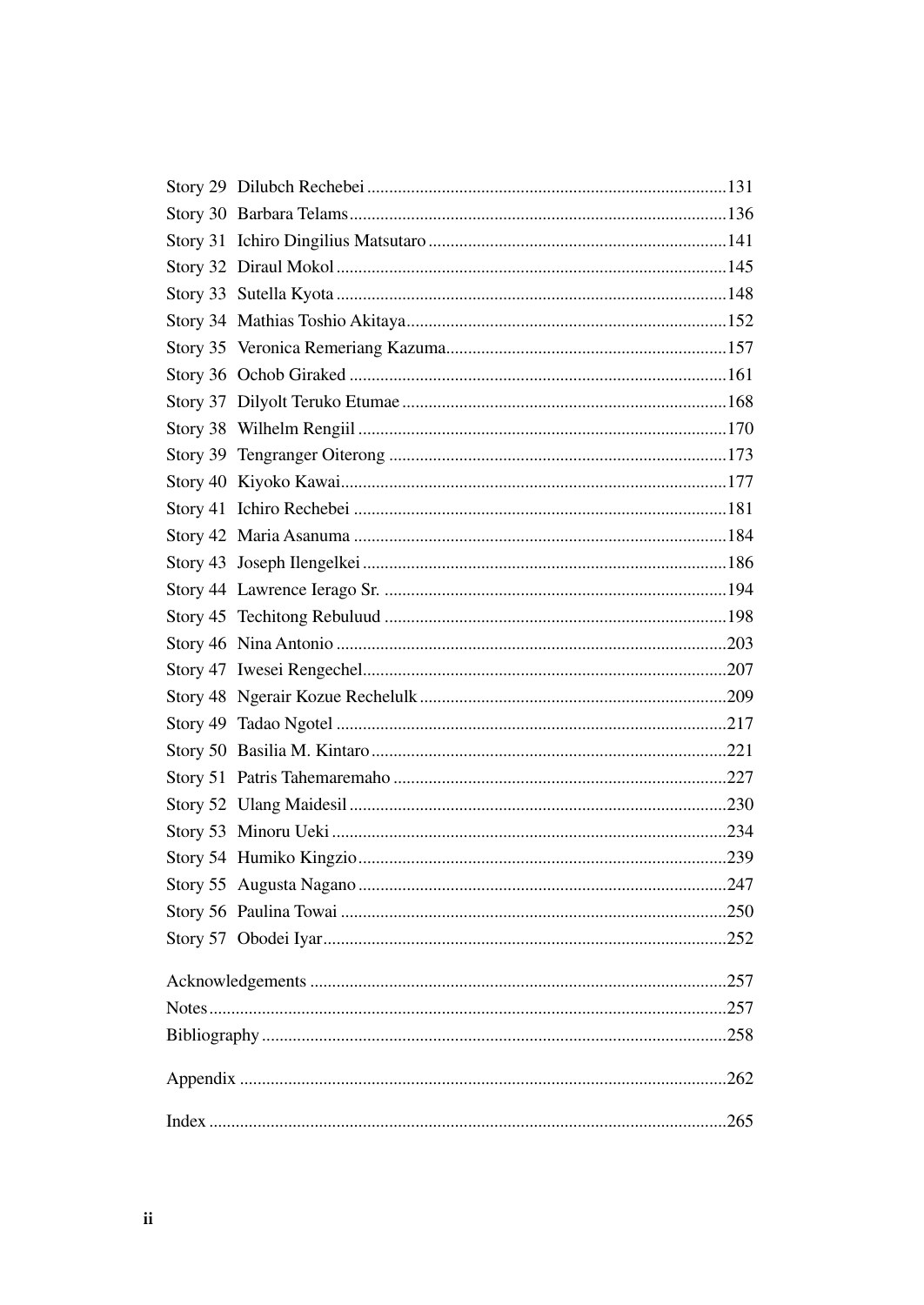Story 29 Dilubch Rechebei ....................................................................................131
Story 30 Barbara Telams......................................................................................136
Story 31 Ichiro Dingilius Matsutaro ....................................................................141
Story 32 Diraul Mokol .........................................................................................145
Story 33 Sutella Kyota .........................................................................................148
Story 34 Mathias Toshio Akitaya.........................................................................152
Story 35 Veronica Remeriang Kazuma................................................................157
Story 36 Ochob Giraked ......................................................................................161
Story 37 Dilyolt Teruko Etumae ..........................................................................168
Story 38 Wilhelm Rengiil ....................................................................................170
Story 39 Tengranger Oiterong .............................................................................173
Story 40 Kiyoko Kawai........................................................................................177
Story 41 Ichiro Rechebei .....................................................................................181
Story 42 Maria Asanuma .....................................................................................184
Story 43 Joseph Ilengelkei ...................................................................................186
Story 44 Lawrence Ierago Sr. ..............................................................................194
Story 45 Techitong Rebuluud ..............................................................................198
Story 46 Nina Antonio .........................................................................................203
Story 47 Iwesei Rengechel...................................................................................207
Story 48 Ngerair Kozue Rechelulk ......................................................................209
Story 49 Tadao Ngotel .........................................................................................217
Story 50 Basilia M. Kintaro.................................................................................221
Story 51 Patris Tahemaremaho ............................................................................227
Story 52 Ulang Maidesil ......................................................................................230
Story 53 Minoru Ueki ..........................................................................................234
Story 54 Humiko Kingzio....................................................................................239
Story 55 Augusta Nagano ....................................................................................247
Story 56 Paulina Towai .......................................................................................250
Story 57 Obodei Iyar............................................................................................252

Acknowledgements ...............................................................................................257
Notes.....................................................................................................................257
Bibliography.........................................................................................................258

Appendix ..............................................................................................................262

Index .....................................................................................................................265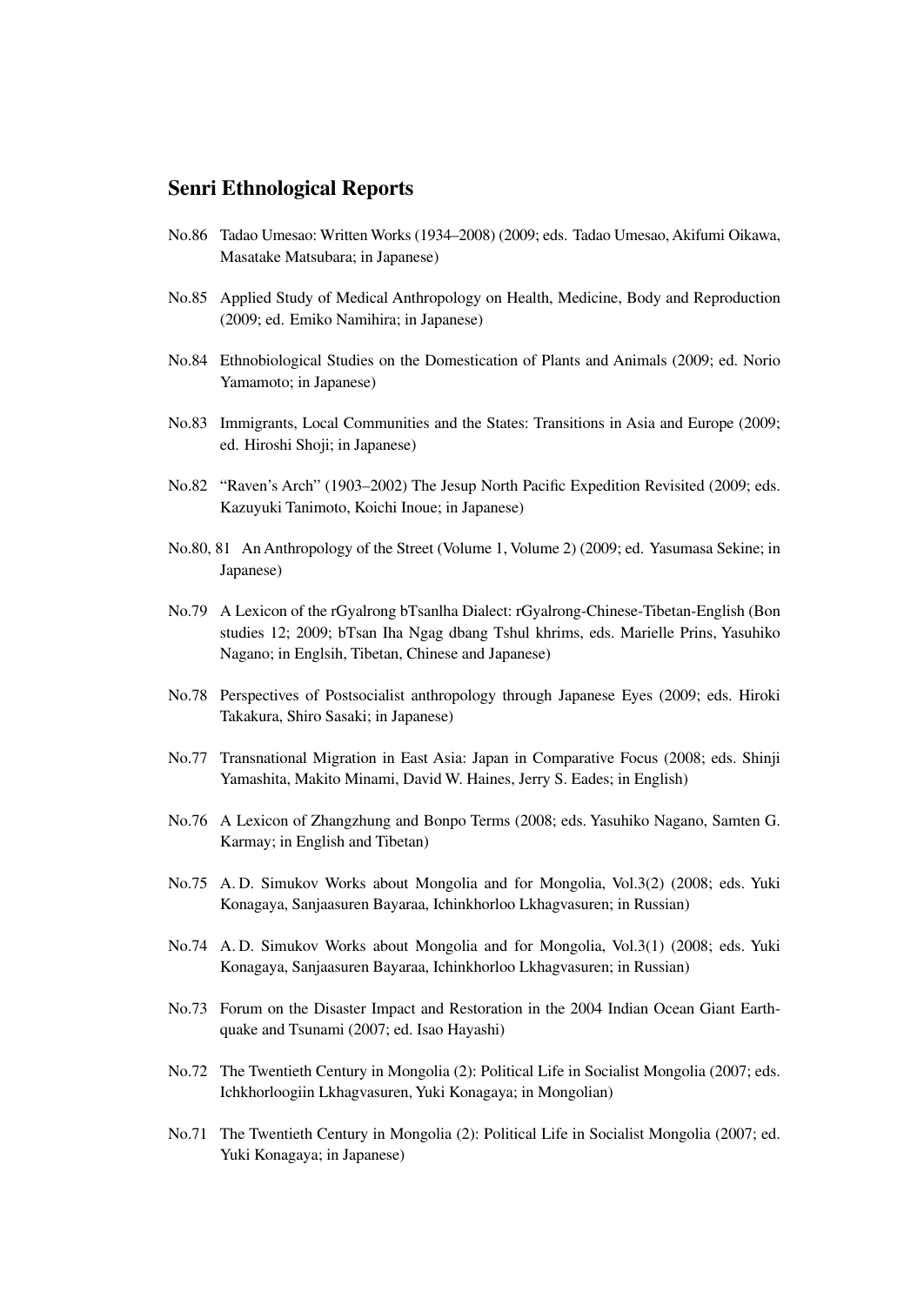## Senri Ethnological Reports

No.86 Tadao Umesao: Written Works (1934–2008) (2009; eds. Tadao Umesao, Akifumi Oikawa, Masatake Matsubara; in Japanese)

No.85 Applied Study of Medical Anthropology on Health, Medicine, Body and Reproduction (2009; ed. Emiko Namihira; in Japanese)

No.84 Ethnobiological Studies on the Domestication of Plants and Animals (2009; ed. Norio Yamamoto; in Japanese)

No.83 Immigrants, Local Communities and the States: Transitions in Asia and Europe (2009; ed. Hiroshi Shoji; in Japanese)

No.82 "Raven's Arch" (1903–2002) The Jesup North Pacific Expedition Revisited (2009; eds. Kazuyuki Tanimoto, Koichi Inoue; in Japanese)

No.80, 81 An Anthropology of the Street (Volume 1, Volume 2) (2009; ed. Yasumasa Sekine; in Japanese)

No.79 A Lexicon of the rGyalrong bTsanlha Dialect: rGyalrong-Chinese-Tibetan-English (Bon studies 12; 2009; bTsan Iha Ngag dbang Tshul khrims, eds. Marielle Prins, Yasuhiko Nagano; in Englsih, Tibetan, Chinese and Japanese)

No.78 Perspectives of Postsocialist anthropology through Japanese Eyes (2009; eds. Hiroki Takakura, Shiro Sasaki; in Japanese)

No.77 Transnational Migration in East Asia: Japan in Comparative Focus (2008; eds. Shinji Yamashita, Makito Minami, David W. Haines, Jerry S. Eades; in English)

No.76 A Lexicon of Zhangzhung and Bonpo Terms (2008; eds. Yasuhiko Nagano, Samten G. Karmay; in English and Tibetan)

No.75 A. D. Simukov Works about Mongolia and for Mongolia, Vol.3(2) (2008; eds. Yuki Konagaya, Sanjaasuren Bayaraa, Ichinkhorloo Lkhagvasuren; in Russian)

No.74 A. D. Simukov Works about Mongolia and for Mongolia, Vol.3(1) (2008; eds. Yuki Konagaya, Sanjaasuren Bayaraa, Ichinkhorloo Lkhagvasuren; in Russian)

No.73 Forum on the Disaster Impact and Restoration in the 2004 Indian Ocean Giant Earthquake and Tsunami (2007; ed. Isao Hayashi)

No.72 The Twentieth Century in Mongolia (2): Political Life in Socialist Mongolia (2007; eds. Ichkhorloogiin Lkhagvasuren, Yuki Konagaya; in Mongolian)

No.71 The Twentieth Century in Mongolia (2): Political Life in Socialist Mongolia (2007; ed. Yuki Konagaya; in Japanese)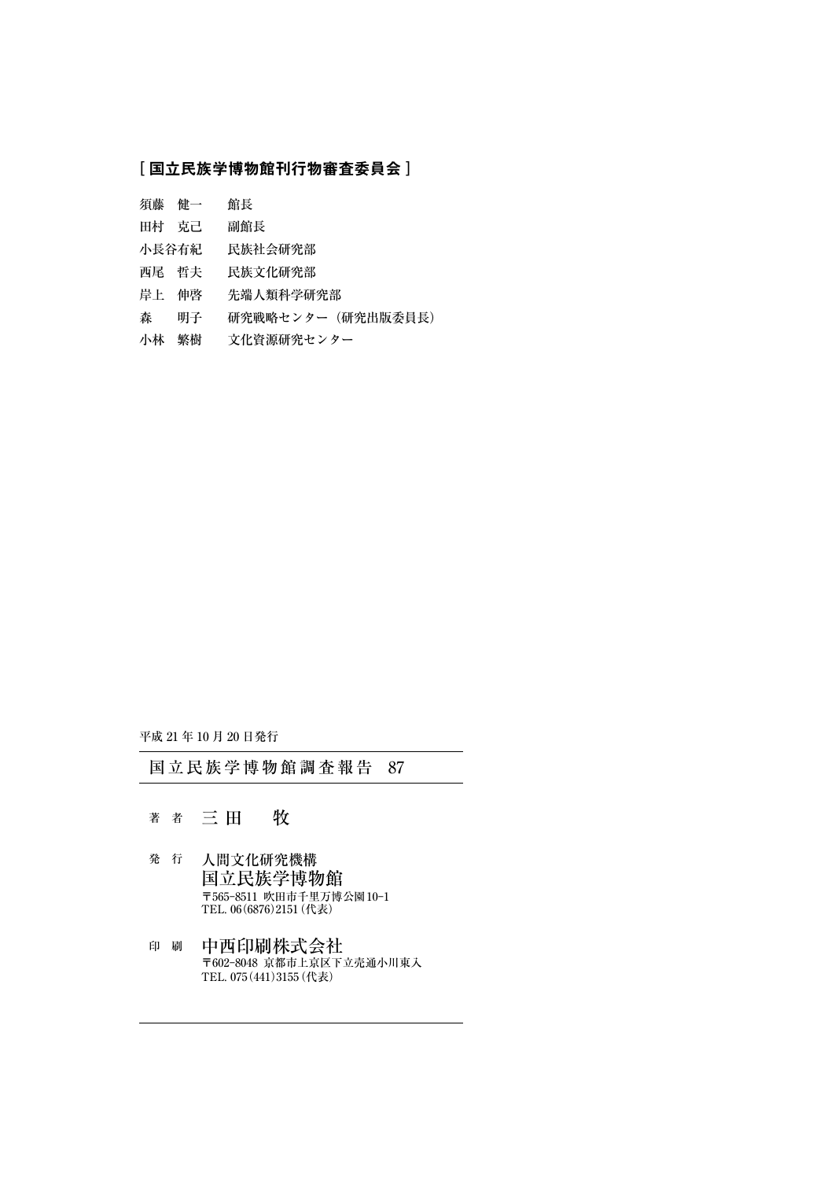## [ 国立民族学博物館刊行物審査委員会 ]

| | |
|---|---|
| 須藤　健一 | 館長 |
| 田村　克己 | 副館長 |
| 小長谷有紀 | 民族社会研究部 |
| 西尾　哲夫 | 民族文化研究部 |
| 岸上　伸啓 | 先端人類科学研究部 |
| 森　　明子 | 研究戦略センター（研究出版委員長） |
| 小林　繁樹 | 文化資源研究センター |

平成 21 年 10 月 20 日発行

国立民族学博物館調査報告　87

著　者　三田　　牧

発　行　人間文化研究機構
国立民族学博物館
〒565-8511 吹田市千里万博公園10-1
TEL. 06(6876)2151(代表)

印　刷　中西印刷株式会社
〒602-8048 京都市上京区下立売通小川東入
TEL. 075(441)3155(代表)